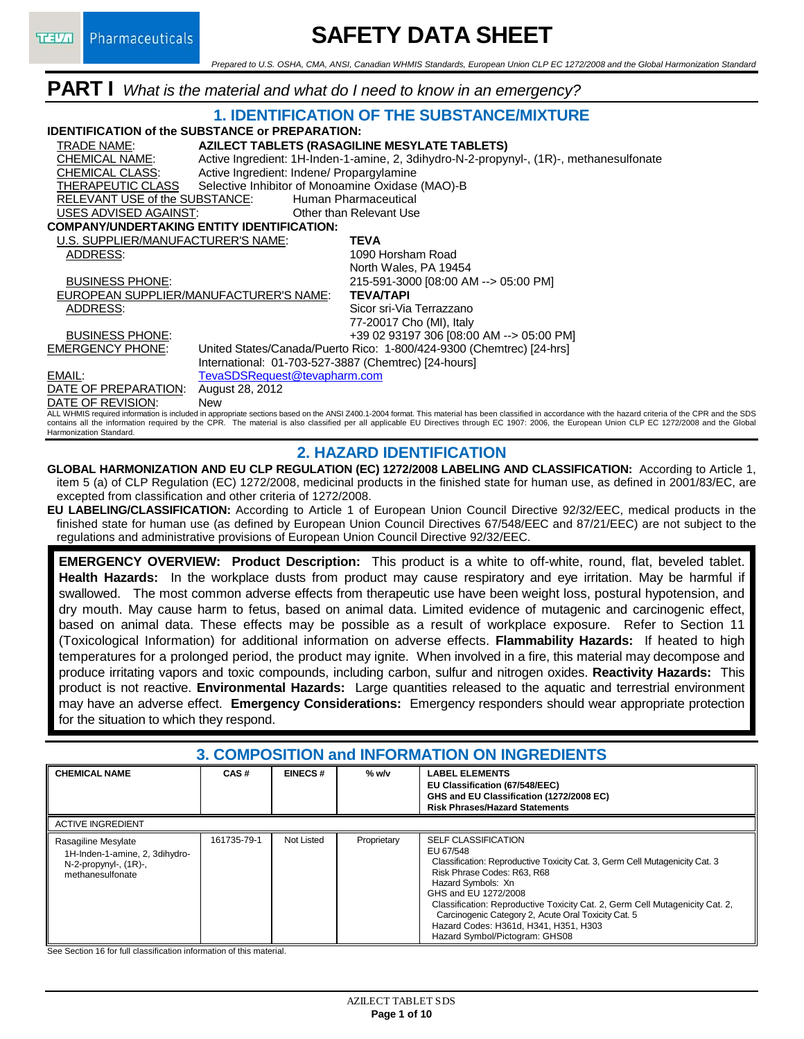# SAFETY DATA SHEET

*Prepared to U.S. OSHA, CMA, ANSI, Canadian WHMIS Standards, European Union CLP EC 1272/2008 and the Global Harmonization Standard*

# PART I *What is the material and what do I need to know in an emergency?*

## 1. IDENTIFICATION OF THE SUBSTANCE/MIXTURE

**IDENTIFICATION of the SUBSTANCE or PREPARATION:**

TRADE NAME: **AZILECT TABLETS (RASAGILINE MESYLATE TABLETS)**
CHEMICAL NAME: Active Ingredient: 1H-Inden-1-amine, 2, 3dihydro-N-2-propynyl-, (1R)-, methanesulfonate
CHEMICAL CLASS: Active Ingredient: Indene/ Propargylamine
THERAPEUTIC CLASS Selective Inhibitor of Monoamine Oxidase (MAO)-B
RELEVANT USE of the SUBSTANCE: Human Pharmaceutical
USES ADVISED AGAINST: Other than Relevant Use

**COMPANY/UNDERTAKING ENTITY IDENTIFICATION:**

U.S. SUPPLIER/MANUFACTURER'S NAME: **TEVA**
ADDRESS: 1090 Horsham Road
North Wales, PA 19454
BUSINESS PHONE: 215-591-3000 [08:00 AM --> 05:00 PM]
EUROPEAN SUPPLIER/MANUFACTURER'S NAME: **TEVA/TAPI**
ADDRESS: Sicor sri-Via Terrazzano
77-20017 Cho (MI), Italy
BUSINESS PHONE: +39 02 93197 306 [08:00 AM --> 05:00 PM]
EMERGENCY PHONE: United States/Canada/Puerto Rico: 1-800/424-9300 (Chemtrec) [24-hrs]
International: 01-703-527-3887 (Chemtrec) [24-hours]
EMAIL: TevaSDSRequest@tevapharm.com
DATE OF PREPARATION: August 28, 2012
DATE OF REVISION: New

ALL WHMIS required information is included in appropriate sections based on the ANSI Z400.1-2004 format. This material has been classified in accordance with the hazard criteria of the CPR and the SDS contains all the information required by the CPR. The material is also classified per all applicable EU Directives through EC 1907: 2006, the European Union CLP EC 1272/2008 and the Global Harmonization Standard.

## 2. HAZARD IDENTIFICATION

**GLOBAL HARMONIZATION AND EU CLP REGULATION (EC) 1272/2008 LABELING AND CLASSIFICATION:** According to Article 1, item 5 (a) of CLP Regulation (EC) 1272/2008, medicinal products in the finished state for human use, as defined in 2001/83/EC, are excepted from classification and other criteria of 1272/2008.

**EU LABELING/CLASSIFICATION:** According to Article 1 of European Union Council Directive 92/32/EEC, medical products in the finished state for human use (as defined by European Union Council Directives 67/548/EEC and 87/21/EEC) are not subject to the regulations and administrative provisions of European Union Council Directive 92/32/EEC.

**EMERGENCY OVERVIEW: Product Description:** This product is a white to off-white, round, flat, beveled tablet. **Health Hazards:** In the workplace dusts from product may cause respiratory and eye irritation. May be harmful if swallowed. The most common adverse effects from therapeutic use have been weight loss, postural hypotension, and dry mouth. May cause harm to fetus, based on animal data. Limited evidence of mutagenic and carcinogenic effect, based on animal data. These effects may be possible as a result of workplace exposure. Refer to Section 11 (Toxicological Information) for additional information on adverse effects. **Flammability Hazards:** If heated to high temperatures for a prolonged period, the product may ignite. When involved in a fire, this material may decompose and produce irritating vapors and toxic compounds, including carbon, sulfur and nitrogen oxides. **Reactivity Hazards:** This product is not reactive. **Environmental Hazards:** Large quantities released to the aquatic and terrestrial environment may have an adverse effect. **Emergency Considerations:** Emergency responders should wear appropriate protection for the situation to which they respond.

## 3. COMPOSITION and INFORMATION ON INGREDIENTS

| CHEMICAL NAME | CAS # | EINECS # | % w/v | LABEL ELEMENTS<br>EU Classification (67/548/EEC)<br>GHS and EU Classification (1272/2008 EC)<br>Risk Phrases/Hazard Statements |
|---|---|---|---|---|
| ACTIVE INGREDIENT | | | | |
| Rasagiline Mesylate<br>1H-Inden-1-amine, 2, 3dihydro-N-2-propynyl-, (1R)-, methanesulfonate | 161735-79-1 | Not Listed | Proprietary | SELF CLASSIFICATION<br>EU 67/548<br>Classification: Reproductive Toxicity Cat. 3, Germ Cell Mutagenicity Cat. 3<br>Risk Phrase Codes: R63, R68<br>Hazard Symbols: Xn<br>GHS and EU 1272/2008<br>Classification: Reproductive Toxicity Cat. 2, Germ Cell Mutagenicity Cat. 2, Carcinogenic Category 2, Acute Oral Toxicity Cat. 5<br>Hazard Codes: H361d, H341, H351, H303<br>Hazard Symbol/Pictogram: GHS08 |

See Section 16 for full classification information of this material.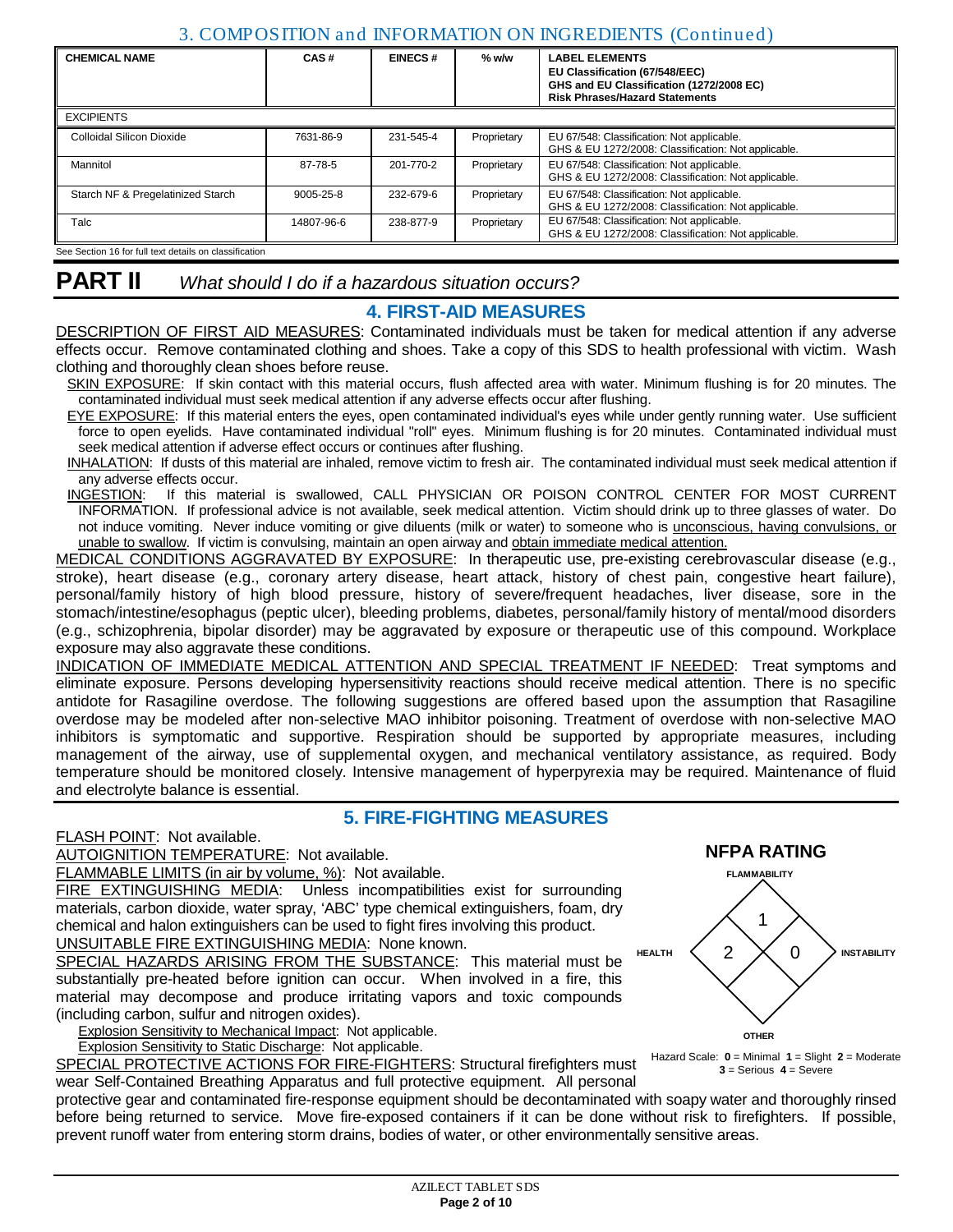## 3. COMPOSITION and INFORMATION ON INGREDIENTS (Continued)

| CHEMICAL NAME | CAS # | EINECS # | % w/w | LABEL ELEMENTS EU Classification (67/548/EEC) GHS and EU Classification (1272/2008 EC) Risk Phrases/Hazard Statements |
|---|---|---|---|---|
| EXCIPIENTS | | | | |
| Colloidal Silicon Dioxide | 7631-86-9 | 231-545-4 | Proprietary | EU 67/548: Classification: Not applicable. GHS & EU 1272/2008: Classification: Not applicable. |
| Mannitol | 87-78-5 | 201-770-2 | Proprietary | EU 67/548: Classification: Not applicable. GHS & EU 1272/2008: Classification: Not applicable. |
| Starch NF & Pregelatinized Starch | 9005-25-8 | 232-679-6 | Proprietary | EU 67/548: Classification: Not applicable. GHS & EU 1272/2008: Classification: Not applicable. |
| Talc | 14807-96-6 | 238-877-9 | Proprietary | EU 67/548: Classification: Not applicable. GHS & EU 1272/2008: Classification: Not applicable. |

See Section 16 for full text details on classification

# PART II *What should I do if a hazardous situation occurs?*

## 4. FIRST-AID MEASURES

DESCRIPTION OF FIRST AID MEASURES: Contaminated individuals must be taken for medical attention if any adverse effects occur. Remove contaminated clothing and shoes. Take a copy of this SDS to health professional with victim. Wash clothing and thoroughly clean shoes before reuse.

SKIN EXPOSURE: If skin contact with this material occurs, flush affected area with water. Minimum flushing is for 20 minutes. The contaminated individual must seek medical attention if any adverse effects occur after flushing.

EYE EXPOSURE: If this material enters the eyes, open contaminated individual's eyes while under gently running water. Use sufficient force to open eyelids. Have contaminated individual "roll" eyes. Minimum flushing is for 20 minutes. Contaminated individual must seek medical attention if adverse effect occurs or continues after flushing.

INHALATION: If dusts of this material are inhaled, remove victim to fresh air. The contaminated individual must seek medical attention if any adverse effects occur.

INGESTION: If this material is swallowed, CALL PHYSICIAN OR POISON CONTROL CENTER FOR MOST CURRENT INFORMATION. If professional advice is not available, seek medical attention. Victim should drink up to three glasses of water. Do not induce vomiting. Never induce vomiting or give diluents (milk or water) to someone who is unconscious, having convulsions, or unable to swallow. If victim is convulsing, maintain an open airway and obtain immediate medical attention.

MEDICAL CONDITIONS AGGRAVATED BY EXPOSURE: In therapeutic use, pre-existing cerebrovascular disease (e.g., stroke), heart disease (e.g., coronary artery disease, heart attack, history of chest pain, congestive heart failure), personal/family history of high blood pressure, history of severe/frequent headaches, liver disease, sore in the stomach/intestine/esophagus (peptic ulcer), bleeding problems, diabetes, personal/family history of mental/mood disorders (e.g., schizophrenia, bipolar disorder) may be aggravated by exposure or therapeutic use of this compound. Workplace exposure may also aggravate these conditions.

INDICATION OF IMMEDIATE MEDICAL ATTENTION AND SPECIAL TREATMENT IF NEEDED: Treat symptoms and eliminate exposure. Persons developing hypersensitivity reactions should receive medical attention. There is no specific antidote for Rasagiline overdose. The following suggestions are offered based upon the assumption that Rasagiline overdose may be modeled after non-selective MAO inhibitor poisoning. Treatment of overdose with non-selective MAO inhibitors is symptomatic and supportive. Respiration should be supported by appropriate measures, including management of the airway, use of supplemental oxygen, and mechanical ventilatory assistance, as required. Body temperature should be monitored closely. Intensive management of hyperpyrexia may be required. Maintenance of fluid and electrolyte balance is essential.

## 5. FIRE-FIGHTING MEASURES

FLASH POINT: Not available.

AUTOIGNITION TEMPERATURE: Not available.

FLAMMABLE LIMITS (in air by volume, %): Not available.

FIRE EXTINGUISHING MEDIA: Unless incompatibilities exist for surrounding materials, carbon dioxide, water spray, 'ABC' type chemical extinguishers, foam, dry chemical and halon extinguishers can be used to fight fires involving this product.

UNSUITABLE FIRE EXTINGUISHING MEDIA: None known.

SPECIAL HAZARDS ARISING FROM THE SUBSTANCE: This material must be substantially pre-heated before ignition can occur. When involved in a fire, this material may decompose and produce irritating vapors and toxic compounds (including carbon, sulfur and nitrogen oxides).

Explosion Sensitivity to Mechanical Impact: Not applicable.

Explosion Sensitivity to Static Discharge: Not applicable.

SPECIAL PROTECTIVE ACTIONS FOR FIRE-FIGHTERS: Structural firefighters must wear Self-Contained Breathing Apparatus and full protective equipment. All personal protective gear and contaminated fire-response equipment should be decontaminated with soapy water and thoroughly rinsed before being returned to service. Move fire-exposed containers if it can be done without risk to firefighters. If possible, prevent runoff water from entering storm drains, bodies of water, or other environmentally sensitive areas.

**NFPA RATING**

FLAMMABILITY: 1
HEALTH: 2
INSTABILITY: 0
OTHER:

Hazard Scale: **0** = Minimal **1** = Slight **2** = Moderate **3** = Serious **4** = Severe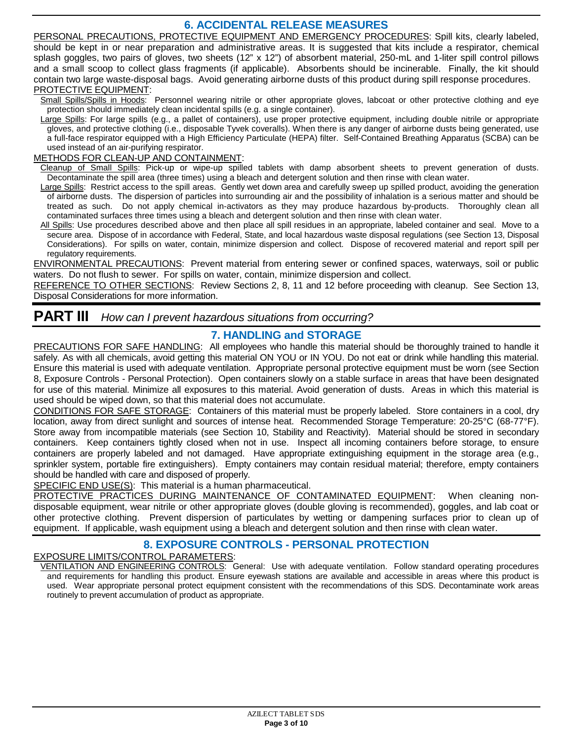## 6. ACCIDENTAL RELEASE MEASURES

PERSONAL PRECAUTIONS, PROTECTIVE EQUIPMENT AND EMERGENCY PROCEDURES: Spill kits, clearly labeled, should be kept in or near preparation and administrative areas. It is suggested that kits include a respirator, chemical splash goggles, two pairs of gloves, two sheets (12" x 12") of absorbent material, 250-mL and 1-liter spill control pillows and a small scoop to collect glass fragments (if applicable). Absorbents should be incinerable. Finally, the kit should contain two large waste-disposal bags. Avoid generating airborne dusts of this product during spill response procedures.

PROTECTIVE EQUIPMENT:

Small Spills/Spills in Hoods: Personnel wearing nitrile or other appropriate gloves, labcoat or other protective clothing and eye protection should immediately clean incidental spills (e.g. a single container).

Large Spills: For large spills (e.g., a pallet of containers), use proper protective equipment, including double nitrile or appropriate gloves, and protective clothing (i.e., disposable Tyvek coveralls). When there is any danger of airborne dusts being generated, use a full-face respirator equipped with a High Efficiency Particulate (HEPA) filter. Self-Contained Breathing Apparatus (SCBA) can be used instead of an air-purifying respirator.

METHODS FOR CLEAN-UP AND CONTAINMENT:

Cleanup of Small Spills: Pick-up or wipe-up spilled tablets with damp absorbent sheets to prevent generation of dusts. Decontaminate the spill area (three times) using a bleach and detergent solution and then rinse with clean water.

Large Spills: Restrict access to the spill areas. Gently wet down area and carefully sweep up spilled product, avoiding the generation of airborne dusts. The dispersion of particles into surrounding air and the possibility of inhalation is a serious matter and should be treated as such. Do not apply chemical in-activators as they may produce hazardous by-products. Thoroughly clean all contaminated surfaces three times using a bleach and detergent solution and then rinse with clean water.

All Spills: Use procedures described above and then place all spill residues in an appropriate, labeled container and seal. Move to a secure area. Dispose of in accordance with Federal, State, and local hazardous waste disposal regulations (see Section 13, Disposal Considerations). For spills on water, contain, minimize dispersion and collect. Dispose of recovered material and report spill per regulatory requirements.

ENVIRONMENTAL PRECAUTIONS: Prevent material from entering sewer or confined spaces, waterways, soil or public waters. Do not flush to sewer. For spills on water, contain, minimize dispersion and collect.

REFERENCE TO OTHER SECTIONS: Review Sections 2, 8, 11 and 12 before proceeding with cleanup. See Section 13, Disposal Considerations for more information.

# PART III *How can I prevent hazardous situations from occurring?*

## 7. HANDLING and STORAGE

PRECAUTIONS FOR SAFE HANDLING: All employees who handle this material should be thoroughly trained to handle it safely. As with all chemicals, avoid getting this material ON YOU or IN YOU. Do not eat or drink while handling this material. Ensure this material is used with adequate ventilation. Appropriate personal protective equipment must be worn (see Section 8, Exposure Controls - Personal Protection). Open containers slowly on a stable surface in areas that have been designated for use of this material. Minimize all exposures to this material. Avoid generation of dusts. Areas in which this material is used should be wiped down, so that this material does not accumulate.

CONDITIONS FOR SAFE STORAGE: Containers of this material must be properly labeled. Store containers in a cool, dry location, away from direct sunlight and sources of intense heat. Recommended Storage Temperature: 20-25°C (68-77°F). Store away from incompatible materials (see Section 10, Stability and Reactivity). Material should be stored in secondary containers. Keep containers tightly closed when not in use. Inspect all incoming containers before storage, to ensure containers are properly labeled and not damaged. Have appropriate extinguishing equipment in the storage area (e.g., sprinkler system, portable fire extinguishers). Empty containers may contain residual material; therefore, empty containers should be handled with care and disposed of properly.

SPECIFIC END USE(S): This material is a human pharmaceutical.

PROTECTIVE PRACTICES DURING MAINTENANCE OF CONTAMINATED EQUIPMENT: When cleaning non-disposable equipment, wear nitrile or other appropriate gloves (double gloving is recommended), goggles, and lab coat or other protective clothing. Prevent dispersion of particulates by wetting or dampening surfaces prior to clean up of equipment. If applicable, wash equipment using a bleach and detergent solution and then rinse with clean water.

## 8. EXPOSURE CONTROLS - PERSONAL PROTECTION

EXPOSURE LIMITS/CONTROL PARAMETERS:

VENTILATION AND ENGINEERING CONTROLS: General: Use with adequate ventilation. Follow standard operating procedures and requirements for handling this product. Ensure eyewash stations are available and accessible in areas where this product is used. Wear appropriate personal protect equipment consistent with the recommendations of this SDS. Decontaminate work areas routinely to prevent accumulation of product as appropriate.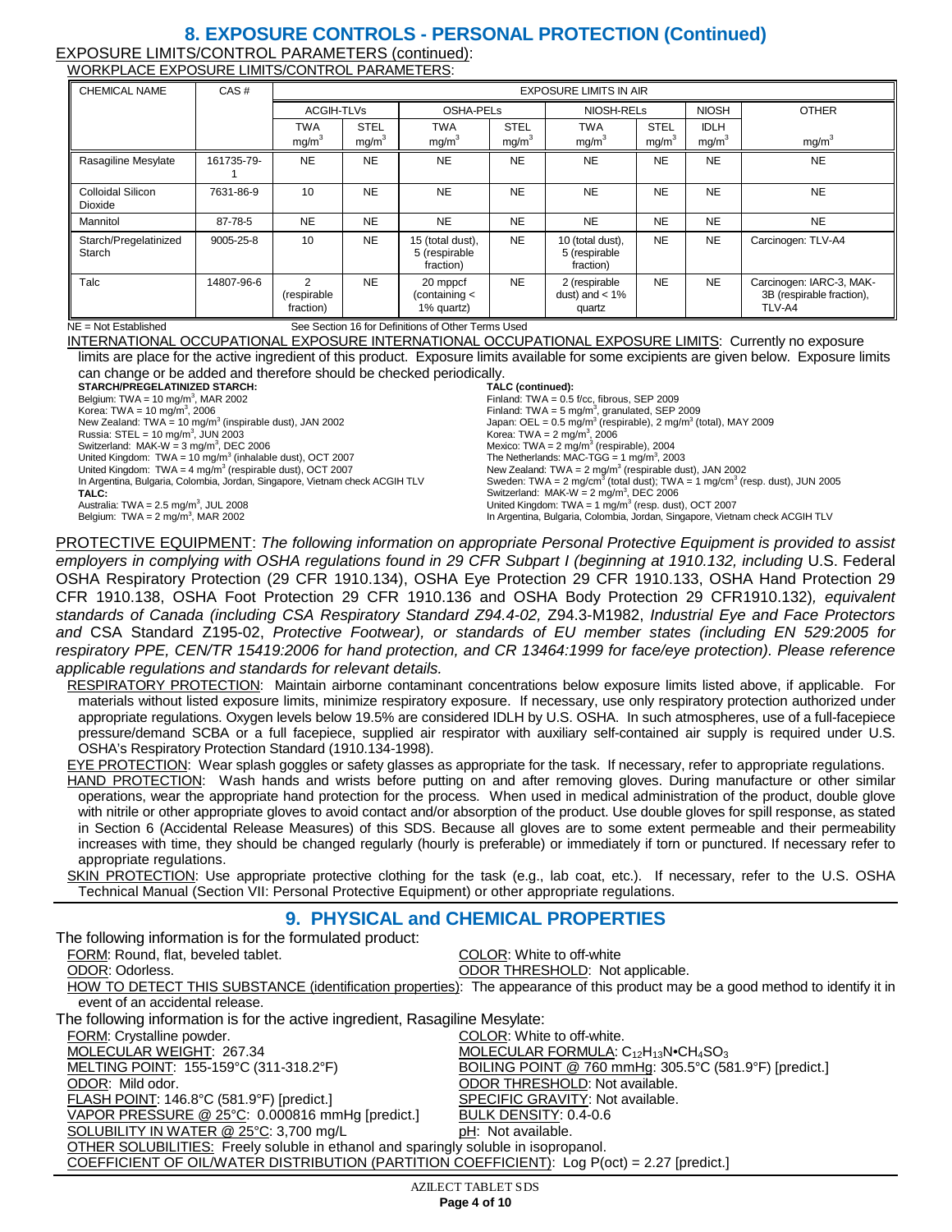## 8. EXPOSURE CONTROLS - PERSONAL PROTECTION (Continued)

EXPOSURE LIMITS/CONTROL PARAMETERS (continued):

WORKPLACE EXPOSURE LIMITS/CONTROL PARAMETERS:

| CHEMICAL NAME | CAS # | EXPOSURE LIMITS IN AIR | | | | | | | |
|---|---|---|---|---|---|---|---|---|---|
| | | ACGIH-TLVs | | OSHA-PELs | | NIOSH-RELs | | NIOSH | OTHER |
| | | TWA mg/m$^3$ | STEL mg/m$^3$ | TWA mg/m$^3$ | STEL mg/m$^3$ | TWA mg/m$^3$ | STEL mg/m$^3$ | IDLH mg/m$^3$ | mg/m$^3$ |
| Rasagiline Mesylate | 161735-79-1 | NE | NE | NE | NE | NE | NE | NE | NE |
| Colloidal Silicon Dioxide | 7631-86-9 | 10 | NE | NE | NE | NE | NE | NE | NE |
| Mannitol | 87-78-5 | NE | NE | NE | NE | NE | NE | NE | NE |
| Starch/Pregelatinized Starch | 9005-25-8 | 10 | NE | 15 (total dust), 5 (respirable fraction) | NE | 10 (total dust), 5 (respirable fraction) | NE | NE | Carcinogen: TLV-A4 |
| Talc | 14807-96-6 | 2 (respirable fraction) | NE | 20 mppcf (containing < 1% quartz) | NE | 2 (respirable dust) and < 1% quartz | NE | NE | Carcinogen: IARC-3, MAK-3B (respirable fraction), TLV-A4 |

NE = Not Established    See Section 16 for Definitions of Other Terms Used

INTERNATIONAL OCCUPATIONAL EXPOSURE INTERNATIONAL OCCUPATIONAL EXPOSURE LIMITS: Currently no exposure limits are place for the active ingredient of this product. Exposure limits available for some excipients are given below. Exposure limits can change or be added and therefore should be checked periodically.

**STARCH/PREGELATINIZED STARCH:**
Belgium: TWA = 10 mg/m$^3$, MAR 2002
Korea: TWA = 10 mg/m$^3$, 2006
New Zealand: TWA = 10 mg/m$^3$ (inspirable dust), JAN 2002
Russia: STEL = 10 mg/m$^3$, JUN 2003
Switzerland: MAK-W = 3 mg/m$^3$, DEC 2006
United Kingdom: TWA = 10 mg/m$^3$ (inhalable dust), OCT 2007
United Kingdom: TWA = 4 mg/m$^3$ (respirable dust), OCT 2007
In Argentina, Bulgaria, Colombia, Jordan, Singapore, Vietnam check ACGIH TLV

**TALC:**
Australia: TWA = 2.5 mg/m$^3$, JUL 2008
Belgium: TWA = 2 mg/m$^3$, MAR 2002

**TALC (continued):**
Finland: TWA = 0.5 f/cc, fibrous, SEP 2009
Finland: TWA = 5 mg/m$^3$, granulated, SEP 2009
Japan: OEL = 0.5 mg/m$^3$ (respirable), 2 mg/m$^3$ (total), MAY 2009
Korea: TWA = 2 mg/m$^3$, 2006
Mexico: TWA = 2 mg/m$^3$ (respirable), 2004
The Netherlands: MAC-TGG = 1 mg/m$^3$, 2003
New Zealand: TWA = 2 mg/m$^3$ (respirable dust), JAN 2002
Sweden: TWA = 2 mg/cm$^3$ (total dust); TWA = 1 mg/cm$^3$ (resp. dust), JUN 2005
Switzerland: MAK-W = 2 mg/m$^3$, DEC 2006
United Kingdom: TWA = 1 mg/m$^3$ (resp. dust), OCT 2007
In Argentina, Bulgaria, Colombia, Jordan, Singapore, Vietnam check ACGIH TLV

PROTECTIVE EQUIPMENT: *The following information on appropriate Personal Protective Equipment is provided to assist employers in complying with OSHA regulations found in 29 CFR Subpart I (beginning at 1910.132, including* U.S. Federal OSHA Respiratory Protection (29 CFR 1910.134), OSHA Eye Protection 29 CFR 1910.133, OSHA Hand Protection 29 CFR 1910.138, OSHA Foot Protection 29 CFR 1910.136 and OSHA Body Protection 29 CFR1910.132)*, equivalent standards of Canada (including CSA Respiratory Standard Z94.4-02,* Z94.3-M1982, *Industrial Eye and Face Protectors and* CSA Standard Z195-02, *Protective Footwear), or standards of EU member states (including EN 529:2005 for respiratory PPE, CEN/TR 15419:2006 for hand protection, and CR 13464:1999 for face/eye protection). Please reference applicable regulations and standards for relevant details.*

RESPIRATORY PROTECTION: Maintain airborne contaminant concentrations below exposure limits listed above, if applicable. For materials without listed exposure limits, minimize respiratory exposure. If necessary, use only respiratory protection authorized under appropriate regulations. Oxygen levels below 19.5% are considered IDLH by U.S. OSHA. In such atmospheres, use of a full-facepiece pressure/demand SCBA or a full facepiece, supplied air respirator with auxiliary self-contained air supply is required under U.S. OSHA's Respiratory Protection Standard (1910.134-1998).

EYE PROTECTION: Wear splash goggles or safety glasses as appropriate for the task. If necessary, refer to appropriate regulations.

HAND PROTECTION: Wash hands and wrists before putting on and after removing gloves. During manufacture or other similar operations, wear the appropriate hand protection for the process. When used in medical administration of the product, double glove with nitrile or other appropriate gloves to avoid contact and/or absorption of the product. Use double gloves for spill response, as stated in Section 6 (Accidental Release Measures) of this SDS. Because all gloves are to some extent permeable and their permeability increases with time, they should be changed regularly (hourly is preferable) or immediately if torn or punctured. If necessary refer to appropriate regulations.

SKIN PROTECTION: Use appropriate protective clothing for the task (e.g., lab coat, etc.). If necessary, refer to the U.S. OSHA Technical Manual (Section VII: Personal Protective Equipment) or other appropriate regulations.

## 9. PHYSICAL and CHEMICAL PROPERTIES

The following information is for the formulated product:

FORM: Round, flat, beveled tablet.
COLOR: White to off-white
ODOR: Odorless.
ODOR THRESHOLD: Not applicable.
HOW TO DETECT THIS SUBSTANCE (identification properties): The appearance of this product may be a good method to identify it in event of an accidental release.

The following information is for the active ingredient, Rasagiline Mesylate:

FORM: Crystalline powder.
COLOR: White to off-white.
MOLECULAR WEIGHT: 267.34
MOLECULAR FORMULA: $C_{12}H_{13}N \cdot CH_4SO_3$
MELTING POINT: 155-159°C (311-318.2°F)
BOILING POINT @ 760 mmHg: 305.5°C (581.9°F) [predict.]
ODOR: Mild odor.
ODOR THRESHOLD: Not available.
FLASH POINT: 146.8°C (581.9°F) [predict.]
SPECIFIC GRAVITY: Not available.
VAPOR PRESSURE @ 25°C: 0.000816 mmHg [predict.]
BULK DENSITY: 0.4-0.6
SOLUBILITY IN WATER @ 25°C: 3,700 mg/L
pH: Not available.
OTHER SOLUBILITIES: Freely soluble in ethanol and sparingly soluble in isopropanol.
COEFFICIENT OF OIL/WATER DISTRIBUTION (PARTITION COEFFICIENT): Log P(oct) = 2.27 [predict.]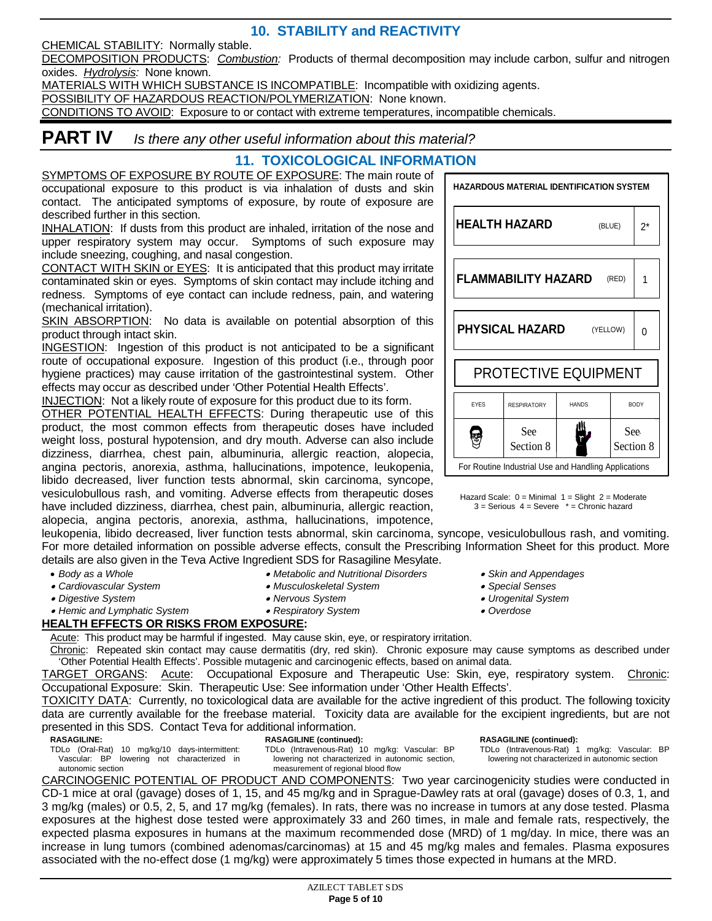## 10. STABILITY and REACTIVITY

CHEMICAL STABILITY: Normally stable.

DECOMPOSITION PRODUCTS: *Combustion:* Products of thermal decomposition may include carbon, sulfur and nitrogen oxides. *Hydrolysis:* None known.

MATERIALS WITH WHICH SUBSTANCE IS INCOMPATIBLE: Incompatible with oxidizing agents.

POSSIBILITY OF HAZARDOUS REACTION/POLYMERIZATION: None known.

CONDITIONS TO AVOID: Exposure to or contact with extreme temperatures, incompatible chemicals.

# PART IV *Is there any other useful information about this material?*

## 11. TOXICOLOGICAL INFORMATION

SYMPTOMS OF EXPOSURE BY ROUTE OF EXPOSURE: The main route of occupational exposure to this product is via inhalation of dusts and skin contact. The anticipated symptoms of exposure, by route of exposure are described further in this section.

INHALATION: If dusts from this product are inhaled, irritation of the nose and upper respiratory system may occur. Symptoms of such exposure may include sneezing, coughing, and nasal congestion.

CONTACT WITH SKIN or EYES: It is anticipated that this product may irritate contaminated skin or eyes. Symptoms of skin contact may include itching and redness. Symptoms of eye contact can include redness, pain, and watering (mechanical irritation).

SKIN ABSORPTION: No data is available on potential absorption of this product through intact skin.

INGESTION: Ingestion of this product is not anticipated to be a significant route of occupational exposure. Ingestion of this product (i.e., through poor hygiene practices) may cause irritation of the gastrointestinal system. Other effects may occur as described under 'Other Potential Health Effects'.

INJECTION: Not a likely route of exposure for this product due to its form.

OTHER POTENTIAL HEALTH EFFECTS: During therapeutic use of this product, the most common effects from therapeutic doses have included weight loss, postural hypotension, and dry mouth. Adverse can also include dizziness, diarrhea, chest pain, albuminuria, allergic reaction, alopecia, angina pectoris, anorexia, asthma, hallucinations, impotence, leukopenia, libido decreased, liver function tests abnormal, skin carcinoma, syncope, vesiculobullous rash, and vomiting. Adverse effects from therapeutic doses have included dizziness, diarrhea, chest pain, albuminuria, allergic reaction, alopecia, angina pectoris, anorexia, asthma, hallucinations, impotence, leukopenia, libido decreased, liver function tests abnormal, skin carcinoma, syncope, vesiculobullous rash, and vomiting. For more detailed information on possible adverse effects, consult the Prescribing Information Sheet for this product. More details are also given in the Teva Active Ingredient SDS for Rasagiline Mesylate.

**HAZARDOUS MATERIAL IDENTIFICATION SYSTEM**

| | | |
|---|---|---|
| **HEALTH HAZARD** | (BLUE) | 2* |
| **FLAMMABILITY HAZARD** | (RED) | 1 |
| **PHYSICAL HAZARD** | (YELLOW) | 0 |

PROTECTIVE EQUIPMENT

| EYES | RESPIRATORY | HANDS | BODY |
|---|---|---|---|
| | See Section 8 | | See Section 8 |

For Routine Industrial Use and Handling Applications

Hazard Scale: 0 = Minimal 1 = Slight 2 = Moderate 3 = Serious 4 = Severe * = Chronic hazard

- *Body as a Whole*
- *Cardiovascular System*
- *Digestive System*
- *Hemic and Lymphatic System*
- *Metabolic and Nutritional Disorders*
- *Musculoskeletal System*
- *Nervous System*
- *Respiratory System*
- *Skin and Appendages*
- *Special Senses*
- *Urogenital System*
- *Overdose*

**HEALTH EFFECTS OR RISKS FROM EXPOSURE:**

Acute: This product may be harmful if ingested. May cause skin, eye, or respiratory irritation.

Chronic: Repeated skin contact may cause dermatitis (dry, red skin). Chronic exposure may cause symptoms as described under 'Other Potential Health Effects'. Possible mutagenic and carcinogenic effects, based on animal data.

TARGET ORGANS: Acute: Occupational Exposure and Therapeutic Use: Skin, eye, respiratory system. Chronic: Occupational Exposure: Skin. Therapeutic Use: See information under 'Other Health Effects'.

TOXICITY DATA: Currently, no toxicological data are available for the active ingredient of this product. The following toxicity data are currently available for the freebase material. Toxicity data are available for the excipient ingredients, but are not presented in this SDS. Contact Teva for additional information.

**RASAGILINE:**
TDLo (Oral-Rat) 10 mg/kg/10 days-intermittent: Vascular: BP lowering not characterized in autonomic section

**RASAGILINE (continued):**
TDLo (Intravenous-Rat) 10 mg/kg: Vascular: BP lowering not characterized in autonomic section, measurement of regional blood flow

**RASAGILINE (continued):**
TDLo (Intravenous-Rat) 1 mg/kg: Vascular: BP lowering not characterized in autonomic section

CARCINOGENIC POTENTIAL OF PRODUCT AND COMPONENTS: Two year carcinogenicity studies were conducted in CD-1 mice at oral (gavage) doses of 1, 15, and 45 mg/kg and in Sprague-Dawley rats at oral (gavage) doses of 0.3, 1, and 3 mg/kg (males) or 0.5, 2, 5, and 17 mg/kg (females). In rats, there was no increase in tumors at any dose tested. Plasma exposures at the highest dose tested were approximately 33 and 260 times, in male and female rats, respectively, the expected plasma exposures in humans at the maximum recommended dose (MRD) of 1 mg/day. In mice, there was an increase in lung tumors (combined adenomas/carcinomas) at 15 and 45 mg/kg males and females. Plasma exposures associated with the no-effect dose (1 mg/kg) were approximately 5 times those expected in humans at the MRD.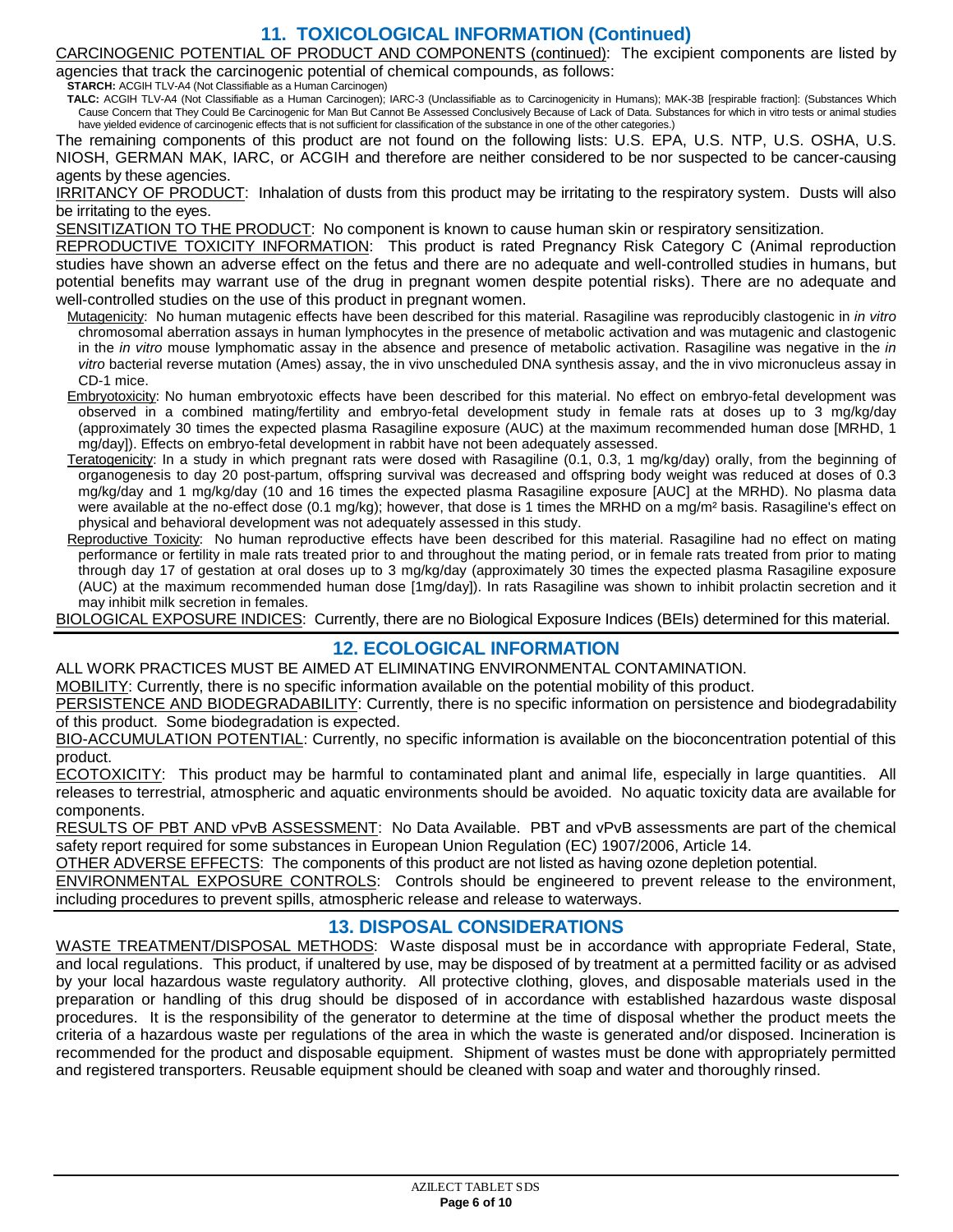## 11. TOXICOLOGICAL INFORMATION (Continued)

CARCINOGENIC POTENTIAL OF PRODUCT AND COMPONENTS (continued): The excipient components are listed by agencies that track the carcinogenic potential of chemical compounds, as follows:

**STARCH:** ACGIH TLV-A4 (Not Classifiable as a Human Carcinogen)

**TALC:** ACGIH TLV-A4 (Not Classifiable as a Human Carcinogen); IARC-3 (Unclassifiable as to Carcinogenicity in Humans); MAK-3B [respirable fraction]: (Substances Which Cause Concern that They Could Be Carcinogenic for Man But Cannot Be Assessed Conclusively Because of Lack of Data. Substances for which in vitro tests or animal studies have yielded evidence of carcinogenic effects that is not sufficient for classification of the substance in one of the other categories.)

The remaining components of this product are not found on the following lists: U.S. EPA, U.S. NTP, U.S. OSHA, U.S. NIOSH, GERMAN MAK, IARC, or ACGIH and therefore are neither considered to be nor suspected to be cancer-causing agents by these agencies.

IRRITANCY OF PRODUCT: Inhalation of dusts from this product may be irritating to the respiratory system. Dusts will also be irritating to the eyes.

SENSITIZATION TO THE PRODUCT: No component is known to cause human skin or respiratory sensitization.

REPRODUCTIVE TOXICITY INFORMATION: This product is rated Pregnancy Risk Category C (Animal reproduction studies have shown an adverse effect on the fetus and there are no adequate and well-controlled studies in humans, but potential benefits may warrant use of the drug in pregnant women despite potential risks). There are no adequate and well-controlled studies on the use of this product in pregnant women.

Mutagenicity: No human mutagenic effects have been described for this material. Rasagiline was reproducibly clastogenic in *in vitro* chromosomal aberration assays in human lymphocytes in the presence of metabolic activation and was mutagenic and clastogenic in the *in vitro* mouse lymphomatic assay in the absence and presence of metabolic activation. Rasagiline was negative in the *in vitro* bacterial reverse mutation (Ames) assay, the in vivo unscheduled DNA synthesis assay, and the in vivo micronucleus assay in CD-1 mice.

Embryotoxicity: No human embryotoxic effects have been described for this material. No effect on embryo-fetal development was observed in a combined mating/fertility and embryo-fetal development study in female rats at doses up to 3 mg/kg/day (approximately 30 times the expected plasma Rasagiline exposure (AUC) at the maximum recommended human dose [MRHD, 1 mg/day]). Effects on embryo-fetal development in rabbit have not been adequately assessed.

Teratogenicity: In a study in which pregnant rats were dosed with Rasagiline (0.1, 0.3, 1 mg/kg/day) orally, from the beginning of organogenesis to day 20 post-partum, offspring survival was decreased and offspring body weight was reduced at doses of 0.3 mg/kg/day and 1 mg/kg/day (10 and 16 times the expected plasma Rasagiline exposure [AUC] at the MRHD). No plasma data were available at the no-effect dose (0.1 mg/kg); however, that dose is 1 times the MRHD on a mg/m² basis. Rasagiline's effect on physical and behavioral development was not adequately assessed in this study.

Reproductive Toxicity: No human reproductive effects have been described for this material. Rasagiline had no effect on mating performance or fertility in male rats treated prior to and throughout the mating period, or in female rats treated from prior to mating through day 17 of gestation at oral doses up to 3 mg/kg/day (approximately 30 times the expected plasma Rasagiline exposure (AUC) at the maximum recommended human dose [1mg/day]). In rats Rasagiline was shown to inhibit prolactin secretion and it may inhibit milk secretion in females.

BIOLOGICAL EXPOSURE INDICES: Currently, there are no Biological Exposure Indices (BEIs) determined for this material.

## 12. ECOLOGICAL INFORMATION

ALL WORK PRACTICES MUST BE AIMED AT ELIMINATING ENVIRONMENTAL CONTAMINATION.

MOBILITY: Currently, there is no specific information available on the potential mobility of this product.

PERSISTENCE AND BIODEGRADABILITY: Currently, there is no specific information on persistence and biodegradability of this product. Some biodegradation is expected.

BIO-ACCUMULATION POTENTIAL: Currently, no specific information is available on the bioconcentration potential of this product.

ECOTOXICITY: This product may be harmful to contaminated plant and animal life, especially in large quantities. All releases to terrestrial, atmospheric and aquatic environments should be avoided. No aquatic toxicity data are available for components.

RESULTS OF PBT AND vPvB ASSESSMENT: No Data Available. PBT and vPvB assessments are part of the chemical safety report required for some substances in European Union Regulation (EC) 1907/2006, Article 14.

OTHER ADVERSE EFFECTS: The components of this product are not listed as having ozone depletion potential.

ENVIRONMENTAL EXPOSURE CONTROLS: Controls should be engineered to prevent release to the environment, including procedures to prevent spills, atmospheric release and release to waterways.

## 13. DISPOSAL CONSIDERATIONS

WASTE TREATMENT/DISPOSAL METHODS: Waste disposal must be in accordance with appropriate Federal, State, and local regulations. This product, if unaltered by use, may be disposed of by treatment at a permitted facility or as advised by your local hazardous waste regulatory authority. All protective clothing, gloves, and disposable materials used in the preparation or handling of this drug should be disposed of in accordance with established hazardous waste disposal procedures. It is the responsibility of the generator to determine at the time of disposal whether the product meets the criteria of a hazardous waste per regulations of the area in which the waste is generated and/or disposed. Incineration is recommended for the product and disposable equipment. Shipment of wastes must be done with appropriately permitted and registered transporters. Reusable equipment should be cleaned with soap and water and thoroughly rinsed.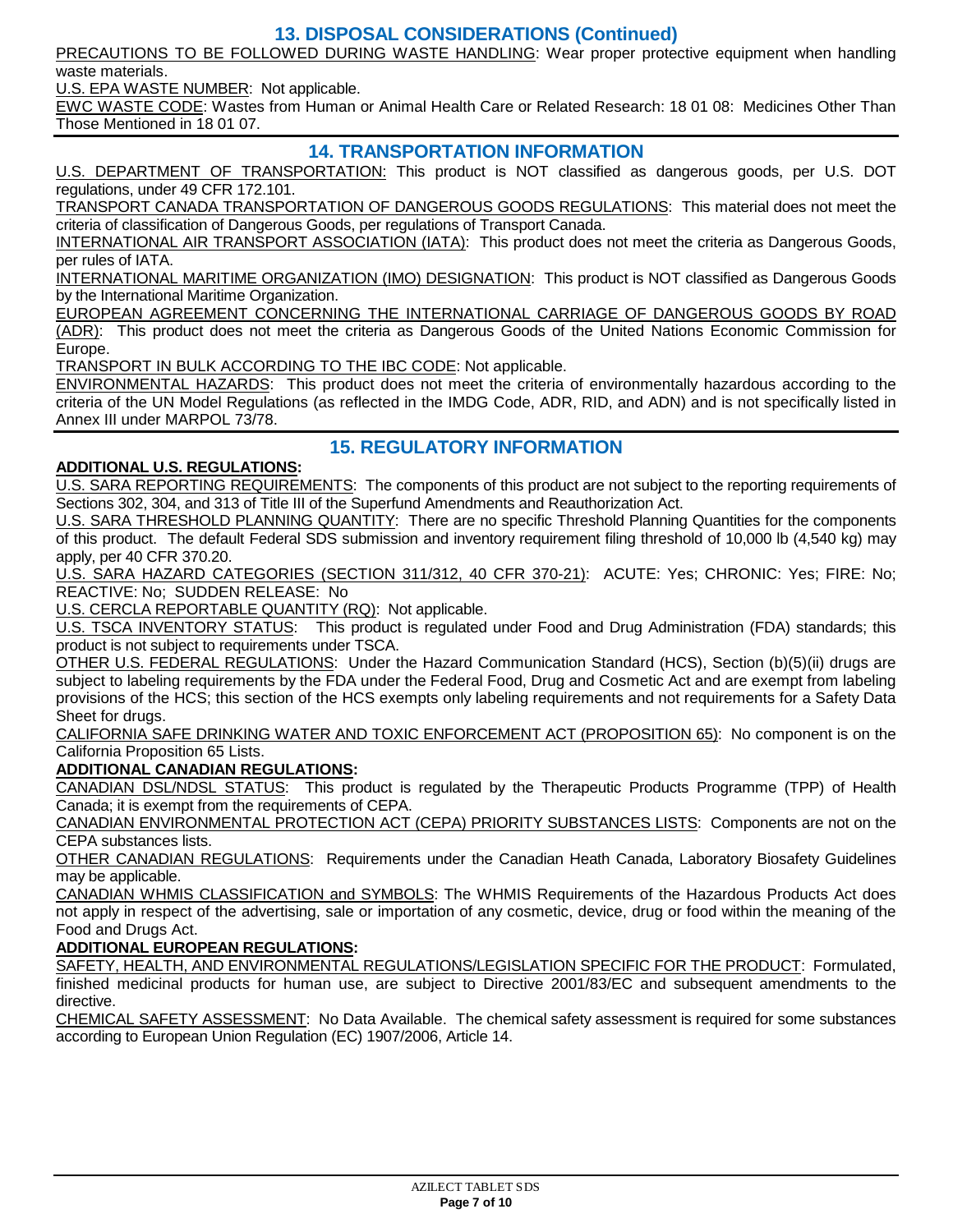## 13. DISPOSAL CONSIDERATIONS (Continued)

PRECAUTIONS TO BE FOLLOWED DURING WASTE HANDLING: Wear proper protective equipment when handling waste materials.

U.S. EPA WASTE NUMBER: Not applicable.

EWC WASTE CODE: Wastes from Human or Animal Health Care or Related Research: 18 01 08: Medicines Other Than Those Mentioned in 18 01 07.

## 14. TRANSPORTATION INFORMATION

U.S. DEPARTMENT OF TRANSPORTATION: This product is NOT classified as dangerous goods, per U.S. DOT regulations, under 49 CFR 172.101.

TRANSPORT CANADA TRANSPORTATION OF DANGEROUS GOODS REGULATIONS: This material does not meet the criteria of classification of Dangerous Goods, per regulations of Transport Canada.

INTERNATIONAL AIR TRANSPORT ASSOCIATION (IATA): This product does not meet the criteria as Dangerous Goods, per rules of IATA.

INTERNATIONAL MARITIME ORGANIZATION (IMO) DESIGNATION: This product is NOT classified as Dangerous Goods by the International Maritime Organization.

EUROPEAN AGREEMENT CONCERNING THE INTERNATIONAL CARRIAGE OF DANGEROUS GOODS BY ROAD (ADR): This product does not meet the criteria as Dangerous Goods of the United Nations Economic Commission for Europe.

TRANSPORT IN BULK ACCORDING TO THE IBC CODE: Not applicable.

ENVIRONMENTAL HAZARDS: This product does not meet the criteria of environmentally hazardous according to the criteria of the UN Model Regulations (as reflected in the IMDG Code, ADR, RID, and ADN) and is not specifically listed in Annex III under MARPOL 73/78.

## 15. REGULATORY INFORMATION

**ADDITIONAL U.S. REGULATIONS:**

U.S. SARA REPORTING REQUIREMENTS: The components of this product are not subject to the reporting requirements of Sections 302, 304, and 313 of Title III of the Superfund Amendments and Reauthorization Act.

U.S. SARA THRESHOLD PLANNING QUANTITY: There are no specific Threshold Planning Quantities for the components of this product. The default Federal SDS submission and inventory requirement filing threshold of 10,000 lb (4,540 kg) may apply, per 40 CFR 370.20.

U.S. SARA HAZARD CATEGORIES (SECTION 311/312, 40 CFR 370-21): ACUTE: Yes; CHRONIC: Yes; FIRE: No; REACTIVE: No; SUDDEN RELEASE: No

U.S. CERCLA REPORTABLE QUANTITY (RQ): Not applicable.

U.S. TSCA INVENTORY STATUS: This product is regulated under Food and Drug Administration (FDA) standards; this product is not subject to requirements under TSCA.

OTHER U.S. FEDERAL REGULATIONS: Under the Hazard Communication Standard (HCS), Section (b)(5)(ii) drugs are subject to labeling requirements by the FDA under the Federal Food, Drug and Cosmetic Act and are exempt from labeling provisions of the HCS; this section of the HCS exempts only labeling requirements and not requirements for a Safety Data Sheet for drugs.

CALIFORNIA SAFE DRINKING WATER AND TOXIC ENFORCEMENT ACT (PROPOSITION 65): No component is on the California Proposition 65 Lists.

**ADDITIONAL CANADIAN REGULATIONS:**

CANADIAN DSL/NDSL STATUS: This product is regulated by the Therapeutic Products Programme (TPP) of Health Canada; it is exempt from the requirements of CEPA.

CANADIAN ENVIRONMENTAL PROTECTION ACT (CEPA) PRIORITY SUBSTANCES LISTS: Components are not on the CEPA substances lists.

OTHER CANADIAN REGULATIONS: Requirements under the Canadian Heath Canada, Laboratory Biosafety Guidelines may be applicable.

CANADIAN WHMIS CLASSIFICATION and SYMBOLS: The WHMIS Requirements of the Hazardous Products Act does not apply in respect of the advertising, sale or importation of any cosmetic, device, drug or food within the meaning of the Food and Drugs Act.

**ADDITIONAL EUROPEAN REGULATIONS:**

SAFETY, HEALTH, AND ENVIRONMENTAL REGULATIONS/LEGISLATION SPECIFIC FOR THE PRODUCT: Formulated, finished medicinal products for human use, are subject to Directive 2001/83/EC and subsequent amendments to the directive.

CHEMICAL SAFETY ASSESSMENT: No Data Available. The chemical safety assessment is required for some substances according to European Union Regulation (EC) 1907/2006, Article 14.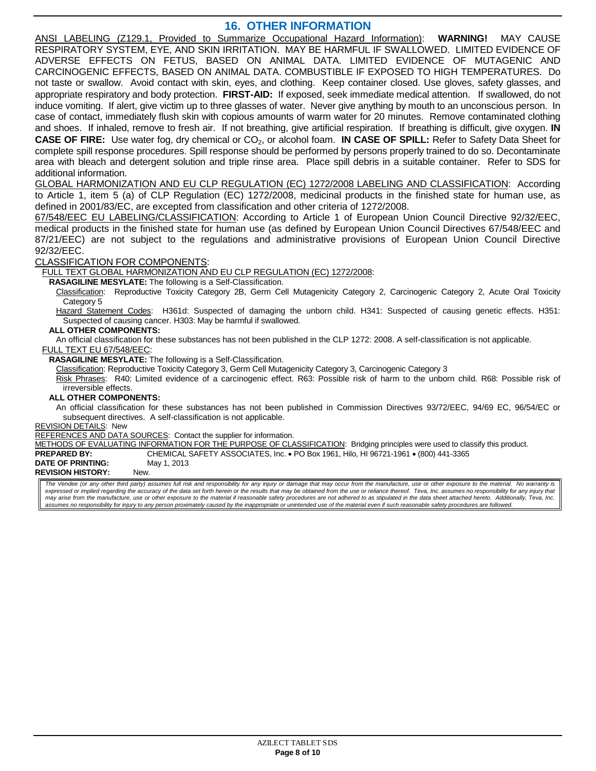## 16. OTHER INFORMATION

ANSI LABELING (Z129.1, Provided to Summarize Occupational Hazard Information): **WARNING!** MAY CAUSE RESPIRATORY SYSTEM, EYE, AND SKIN IRRITATION. MAY BE HARMFUL IF SWALLOWED. LIMITED EVIDENCE OF ADVERSE EFFECTS ON FETUS, BASED ON ANIMAL DATA. LIMITED EVIDENCE OF MUTAGENIC AND CARCINOGENIC EFFECTS, BASED ON ANIMAL DATA. COMBUSTIBLE IF EXPOSED TO HIGH TEMPERATURES. Do not taste or swallow. Avoid contact with skin, eyes, and clothing. Keep container closed. Use gloves, safety glasses, and appropriate respiratory and body protection. **FIRST-AID:** If exposed, seek immediate medical attention. If swallowed, do not induce vomiting. If alert, give victim up to three glasses of water. Never give anything by mouth to an unconscious person. In case of contact, immediately flush skin with copious amounts of warm water for 20 minutes. Remove contaminated clothing and shoes. If inhaled, remove to fresh air. If not breathing, give artificial respiration. If breathing is difficult, give oxygen. **IN CASE OF FIRE:** Use water fog, dry chemical or $CO_2$, or alcohol foam. **IN CASE OF SPILL:** Refer to Safety Data Sheet for complete spill response procedures. Spill response should be performed by persons properly trained to do so. Decontaminate area with bleach and detergent solution and triple rinse area. Place spill debris in a suitable container. Refer to SDS for additional information.

GLOBAL HARMONIZATION AND EU CLP REGULATION (EC) 1272/2008 LABELING AND CLASSIFICATION: According to Article 1, item 5 (a) of CLP Regulation (EC) 1272/2008, medicinal products in the finished state for human use, as defined in 2001/83/EC, are excepted from classification and other criteria of 1272/2008.

67/548/EEC EU LABELING/CLASSIFICATION: According to Article 1 of European Union Council Directive 92/32/EEC, medical products in the finished state for human use (as defined by European Union Council Directives 67/548/EEC and 87/21/EEC) are not subject to the regulations and administrative provisions of European Union Council Directive 92/32/EEC.

CLASSIFICATION FOR COMPONENTS:

FULL TEXT GLOBAL HARMONIZATION AND EU CLP REGULATION (EC) 1272/2008:

**RASAGILINE MESYLATE:** The following is a Self-Classification.

Classification: Reproductive Toxicity Category 2B, Germ Cell Mutagenicity Category 2, Carcinogenic Category 2, Acute Oral Toxicity Category 5

Hazard Statement Codes: H361d: Suspected of damaging the unborn child. H341: Suspected of causing genetic effects. H351: Suspected of causing cancer. H303: May be harmful if swallowed.

**ALL OTHER COMPONENTS:**

An official classification for these substances has not been published in the CLP 1272: 2008. A self-classification is not applicable.

FULL TEXT EU 67/548/EEC:

**RASAGILINE MESYLATE:** The following is a Self-Classification.

Classification: Reproductive Toxicity Category 3, Germ Cell Mutagenicity Category 3, Carcinogenic Category 3

Risk Phrases: R40: Limited evidence of a carcinogenic effect. R63: Possible risk of harm to the unborn child. R68: Possible risk of irreversible effects.

**ALL OTHER COMPONENTS:**

An official classification for these substances has not been published in Commission Directives 93/72/EEC, 94/69 EC, 96/54/EC or subsequent directives. A self-classification is not applicable.

REVISION DETAILS: New

REFERENCES AND DATA SOURCES: Contact the supplier for information.

METHODS OF EVALUATING INFORMATION FOR THE PURPOSE OF CLASSIFICATION: Bridging principles were used to classify this product.

**PREPARED BY:** CHEMICAL SAFETY ASSOCIATES, Inc. • PO Box 1961, Hilo, HI 96721-1961 • (800) 441-3365

**DATE OF PRINTING:** May 1, 2013

**REVISION HISTORY:** New.

*The Vendee (or any other third party) assumes full risk and responsibility for any injury or damage that may occur from the manufacture, use or other exposure to the material. No warranty is expressed or implied regarding the accuracy of the data set forth herein or the results that may be obtained from the use or reliance thereof. Teva, Inc. assumes no responsibility for any injury that may arise from the manufacture, use or other exposure to the material if reasonable safety procedures are not adhered to as stipulated in the data sheet attached hereto. Additionally, Teva, Inc. assumes no responsibility for injury to any person proximately caused by the inappropriate or unintended use of the material even if such reasonable safety procedures are followed.*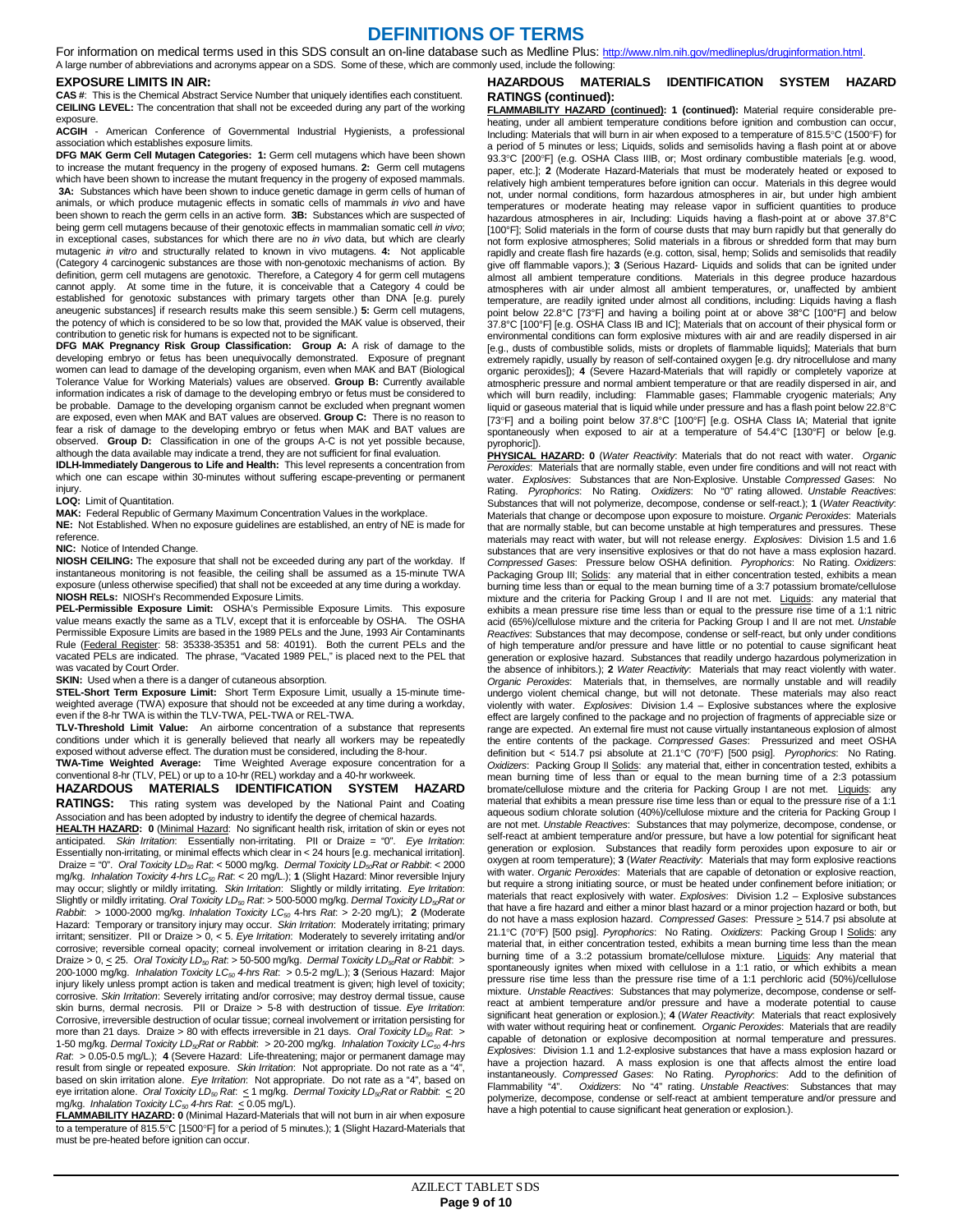# DEFINITIONS OF TERMS

For information on medical terms used in this SDS consult an on-line database such as Medline Plus: http://www.nlm.nih.gov/medlineplus/druginformation.html.

A large number of abbreviations and acronyms appear on a SDS. Some of these, which are commonly used, include the following:

## EXPOSURE LIMITS IN AIR:

**CAS #**: This is the Chemical Abstract Service Number that uniquely identifies each constituent.

**CEILING LEVEL:** The concentration that shall not be exceeded during any part of the working exposure.

**ACGIH** - American Conference of Governmental Industrial Hygienists, a professional association which establishes exposure limits.

**DFG MAK Germ Cell Mutagen Categories: 1:** Germ cell mutagens which have been shown to increase the mutant frequency in the progeny of exposed humans. **2:** Germ cell mutagens which have been shown to increase the mutant frequency in the progeny of exposed mammals. **3A:** Substances which have been shown to induce genetic damage in germ cells of human of animals, or which produce mutagenic effects in somatic cells of mammals *in vivo* and have been shown to reach the germ cells in an active form. **3B:** Substances which are suspected of being germ cell mutagens because of their genotoxic effects in mammalian somatic cell *in vivo*; in exceptional cases, substances for which there are no *in vivo* data, but which are clearly mutagenic *in vitro* and structurally related to known in vivo mutagens. **4:** Not applicable (Category 4 carcinogenic substances are those with non-genotoxic mechanisms of action. By definition, germ cell mutagens are genotoxic. Therefore, a Category 4 for germ cell mutagens cannot apply. At some time in the future, it is conceivable that a Category 4 could be established for genotoxic substances with primary targets other than DNA [e.g. purely aneugenic substances] if research results make this seem sensible.) **5:** Germ cell mutagens, the potency of which is considered to be so low that, provided the MAK value is observed, their contribution to genetic risk for humans is expected not to be significant.

**DFG MAK Pregnancy Risk Group Classification: Group A:** A risk of damage to the developing embryo or fetus has been unequivocally demonstrated. Exposure of pregnant women can lead to damage of the developing organism, even when MAK and BAT (Biological Tolerance Value for Working Materials) values are observed. **Group B:** Currently available information indicates a risk of damage to the developing embryo or fetus must be considered to be probable. Damage to the developing organism cannot be excluded when pregnant women are exposed, even when MAK and BAT values are observed. **Group C:** There is no reason to fear a risk of damage to the developing embryo or fetus when MAK and BAT values are observed. **Group D:** Classification in one of the groups A-C is not yet possible because, although the data available may indicate a trend, they are not sufficient for final evaluation.

**IDLH-Immediately Dangerous to Life and Health:** This level represents a concentration from which one can escape within 30-minutes without suffering escape-preventing or permanent injury.

**LOQ:** Limit of Quantitation.

**MAK:** Federal Republic of Germany Maximum Concentration Values in the workplace.

**NE:** Not Established. When no exposure guidelines are established, an entry of NE is made for reference.

**NIC:** Notice of Intended Change.

**NIOSH CEILING:** The exposure that shall not be exceeded during any part of the workday. If instantaneous monitoring is not feasible, the ceiling shall be assumed as a 15-minute TWA exposure (unless otherwise specified) that shall not be exceeded at any time during a workday.

**NIOSH RELs:** NIOSH's Recommended Exposure Limits.

**PEL-Permissible Exposure Limit:** OSHA's Permissible Exposure Limits. This exposure value means exactly the same as a TLV, except that it is enforceable by OSHA. The OSHA Permissible Exposure Limits are based in the 1989 PELs and the June, 1993 Air Contaminants Rule (Federal Register: 58: 35338-35351 and 58: 40191). Both the current PELs and the vacated PELs are indicated. The phrase, "Vacated 1989 PEL," is placed next to the PEL that was vacated by Court Order.

**SKIN:** Used when a there is a danger of cutaneous absorption.

**STEL-Short Term Exposure Limit:** Short Term Exposure Limit, usually a 15-minute time-weighted average (TWA) exposure that should not be exceeded at any time during a workday, even if the 8-hr TWA is within the TLV-TWA, PEL-TWA or REL-TWA.

**TLV-Threshold Limit Value:** An airborne concentration of a substance that represents conditions under which it is generally believed that nearly all workers may be repeatedly exposed without adverse effect. The duration must be considered, including the 8-hour.

**TWA-Time Weighted Average:** Time Weighted Average exposure concentration for a conventional 8-hr (TLV, PEL) or up to a 10-hr (REL) workday and a 40-hr workweek.

## HAZARDOUS MATERIALS IDENTIFICATION SYSTEM HAZARD RATINGS:

This rating system was developed by the National Paint and Coating Association and has been adopted by industry to identify the degree of chemical hazards.

**HEALTH HAZARD: 0** (Minimal Hazard: No significant health risk, irritation of skin or eyes not anticipated. *Skin Irritation*: Essentially non-irritating. PII or Draize = "0". *Eye Irritation*: Essentially non-irritating, or minimal effects which clear in < 24 hours [e.g. mechanical irritation]. Draize = "0". *Oral Toxicity $LD_{50}$ Rat*: < 5000 mg/kg. *Dermal Toxicity $LD_{50}$Rat or Rabbit*: < 2000 mg/kg. *Inhalation Toxicity 4-hrs $LC_{50}$ Rat*: < 20 mg/L.); **1** (Slight Hazard: Minor reversible Injury may occur; slightly or mildly irritating. *Skin Irritation*: Slightly or mildly irritating. *Eye Irritation*: Slightly or mildly irritating. *Oral Toxicity $LD_{50}$ Rat*: > 500-5000 mg/kg. *Dermal Toxicity $LD_{50}$Rat or Rabbit*: > 1000-2000 mg/kg. *Inhalation Toxicity $LC_{50}$ 4-hrs Rat*: > 2-20 mg/L); **2** (Moderate Hazard: Temporary or transitory injury may occur. *Skin Irritation*: Moderately irritating; primary irritant; sensitizer. PII or Draize > 0, < 5. *Eye Irritation*: Moderately to severely irritating and/or corrosive; reversible corneal opacity; corneal involvement or irritation clearing in 8-21 days. Draize > 0, ≤ 25. *Oral Toxicity $LD_{50}$ Rat*: > 50-500 mg/kg. *Dermal Toxicity $LD_{50}$Rat or Rabbit*: > 200-1000 mg/kg. *Inhalation Toxicity $LC_{50}$ 4-hrs Rat*: > 0.5-2 mg/L.); **3** (Serious Hazard: Major injury likely unless prompt action is taken and medical treatment is given; high level of toxicity; corrosive. *Skin Irritation*: Severely irritating and/or corrosive; may destroy dermal tissue, cause skin burns, dermal necrosis. PII or Draize > 5-8 with destruction of tissue. *Eye Irritation*: Corrosive, irreversible destruction of ocular tissue; corneal involvement or irritation persisting for more than 21 days. Draize > 80 with effects irreversible in 21 days. *Oral Toxicity $LD_{50}$ Rat*: > 1-50 mg/kg. *Dermal Toxicity $LD_{50}$Rat or Rabbit*: > 20-200 mg/kg. *Inhalation Toxicity $LC_{50}$ 4-hrs Rat*: > 0.05-0.5 mg/L.); **4** (Severe Hazard: Life-threatening; major or permanent damage may result from single or repeated exposure. *Skin Irritation*: Not appropriate. Do not rate as a "4", based on skin irritation alone. *Eye Irritation*: Not appropriate. Do not rate as a "4", based on eye irritation alone. *Oral Toxicity $LD_{50}$ Rat*: ≤ 1 mg/kg. *Dermal Toxicity $LD_{50}$Rat or Rabbit*: ≤ 20 mg/kg. *Inhalation Toxicity $LC_{50}$ 4-hrs Rat*: ≤ 0.05 mg/L).

**FLAMMABILITY HAZARD: 0** (Minimal Hazard-Materials that will not burn in air when exposure to a temperature of 815.5°C [1500°F] for a period of 5 minutes.); **1** (Slight Hazard-Materials that must be pre-heated before ignition can occur.

## HAZARDOUS MATERIALS IDENTIFICATION SYSTEM HAZARD RATINGS (continued):

**FLAMMABILITY HAZARD (continued): 1 (continued):** Material require considerable pre-heating, under all ambient temperature conditions before ignition and combustion can occur, Including: Materials that will burn in air when exposed to a temperature of 815.5°C (1500°F) for a period of 5 minutes or less; Liquids, solids and semisolids having a flash point at or above 93.3°C [200°F] (e.g. OSHA Class IIIB, or; Most ordinary combustible materials [e.g. wood, paper, etc.]; **2** (Moderate Hazard-Materials that must be moderately heated or exposed to relatively high ambient temperatures before ignition can occur. Materials in this degree would not, under normal conditions, form hazardous atmospheres in air, but under high ambient temperatures or moderate heating may release vapor in sufficient quantities to produce hazardous atmospheres in air, Including: Liquids having a flash-point at or above 37.8°C [100°F]; Solid materials in the form of course dusts that may burn rapidly but that generally do not form explosive atmospheres; Solid materials in a fibrous or shredded form that may burn rapidly and create flash fire hazards (e.g. cotton, sisal, hemp; Solids and semisolids that readily give off flammable vapors.); **3** (Serious Hazard- Liquids and solids that can be ignited under almost all ambient temperature conditions. Materials in this degree produce hazardous atmospheres with air under almost all ambient temperatures, or, unaffected by ambient temperature, are readily ignited under almost all conditions, including: Liquids having a flash point below 22.8°C [73°F] and having a boiling point at or above 38°C [100°F] and below 37.8°C [100°F] [e.g. OSHA Class IB and IC]; Materials that on account of their physical form or environmental conditions can form explosive mixtures with air and are readily dispersed in air [e.g., dusts of combustible solids, mists or droplets of flammable liquids]; Materials that burn extremely rapidly, usually by reason of self-contained oxygen [e.g. dry nitrocellulose and many organic peroxides]); **4** (Severe Hazard-Materials that will rapidly or completely vaporize at atmospheric pressure and normal ambient temperature or that are readily dispersed in air, and which will burn readily, including: Flammable gases; Flammable cryogenic materials; Any liquid or gaseous material that is liquid while under pressure and has a flash point below 22.8°C [73°F] and a boiling point below 37.8°C [100°F] [e.g. OSHA Class IA; Material that ignite spontaneously when exposed to air at a temperature of 54.4°C [130°F] or below [e.g. pyrophoric]).

**PHYSICAL HAZARD: 0** (*Water Reactivity*: Materials that do not react with water. *Organic Peroxides*: Materials that are normally stable, even under fire conditions and will not react with water. *Explosives*: Substances that are Non-Explosive. Unstable *Compressed Gases*: No Rating. *Pyrophorics*: No Rating. *Oxidizers*: No "0" rating allowed. *Unstable Reactives*: Substances that will not polymerize, decompose, condense or self-react.); **1** (*Water Reactivity*: Materials that change or decompose upon exposure to moisture. *Organic Peroxides*: Materials that are normally stable, but can become unstable at high temperatures and pressures. These materials may react with water, but will not release energy. *Explosives*: Division 1.5 and 1.6 substances that are very insensitive explosives or that do not have a mass explosion hazard. *Compressed Gases*: Pressure below OSHA definition. *Pyrophorics*: No Rating. *Oxidizers*: Packaging Group III; Solids: any material that in either concentration tested, exhibits a mean burning time less than or equal to the mean burning time of a 3:7 potassium bromate/cellulose mixture and the criteria for Packing Group I and II are not met. Liquids: any material that exhibits a mean pressure rise time less than or equal to the pressure rise time of a 1:1 nitric acid (65%)/cellulose mixture and the criteria for Packing Group I and II are not met. *Unstable Reactives*: Substances that may decompose, condense or self-react, but only under conditions of high temperature and/or pressure and have little or no potential to cause significant heat generation or explosive hazard. Substances that readily undergo hazardous polymerization in the absence of inhibitors.); **2** *Water Reactivity*: Materials that may react violently with water. *Organic Peroxides*: Materials that, in themselves, are normally unstable and will readily undergo violent chemical change, but will not detonate. These materials may also react violently with water. *Explosives*: Division 1.4 – Explosive substances where the explosive effect are largely confined to the package and no projection of fragments of appreciable size or range are expected. An external fire must not cause virtually instantaneous explosion of almost the entire contents of the package. *Compressed Gases*: Pressurized and meet OSHA definition but < 514.7 psi absolute at 21.1°C (70°F) [500 psig]. *Pyrophorics*: No Rating. *Oxidizers*: Packing Group II Solids: any material that, either in concentration tested, exhibits a mean burning time of less than or equal to the mean burning time of a 2:3 potassium bromate/cellulose mixture and the criteria for Packing Group I are not met. Liquids: any material that exhibits a mean pressure rise time less than or equal to the pressure rise of a 1:1 aqueous sodium chlorate solution (40%)/cellulose mixture and the criteria for Packing Group I are not met. *Unstable Reactives*: Substances that may polymerize, decompose, condense, or self-react at ambient temperature and/or pressure, but have a low potential for significant heat generation or explosion. Substances that readily form peroxides upon exposure to air or oxygen at room temperature); **3** (*Water Reactivity*: Materials that may form explosive reactions with water. *Organic Peroxides*: Materials that are capable of detonation or explosive reaction, but require a strong initiating source, or must be heated under confinement before initiation; or materials that react explosively with water. *Explosives*: Division 1.2 – Explosive substances that have a fire hazard and either a minor blast hazard or a minor projection hazard or both, but do not have a mass explosion hazard. *Compressed Gases*: Pressure ≥ 514.7 psi absolute at 21.1°C (70°F) [500 psig]. *Pyrophorics*: No Rating. *Oxidizers*: Packing Group I Solids: any material that, in either concentration tested, exhibits a mean burning time less than the mean burning time of a 3.:2 potassium bromate/cellulose mixture. Liquids: Any material that spontaneously ignites when mixed with cellulose in a 1:1 ratio, or which exhibits a mean pressure rise time less than the pressure rise time of a 1:1 perchloric acid (50%)/cellulose mixture. *Unstable Reactives*: Substances that may polymerize, decompose, condense or self-react at ambient temperature and/or pressure and have a moderate potential to cause significant heat generation or explosion.); **4** (*Water Reactivity*: Materials that react explosively with water without requiring heat or confinement. *Organic Peroxides*: Materials that are readily capable of detonation or explosive decomposition at normal temperature and pressures. *Explosives*: Division 1.1 and 1.2-explosive substances that have a mass explosion hazard or have a projection hazard. A mass explosion is one that affects almost the entire load instantaneously. *Compressed Gases*: No Rating. *Pyrophorics*: Add to the definition of Flammability "4". *Oxidizers*: No "4" rating. *Unstable Reactives*: Substances that may polymerize, decompose, condense or self-react at ambient temperature and/or pressure and have a high potential to cause significant heat generation or explosion.).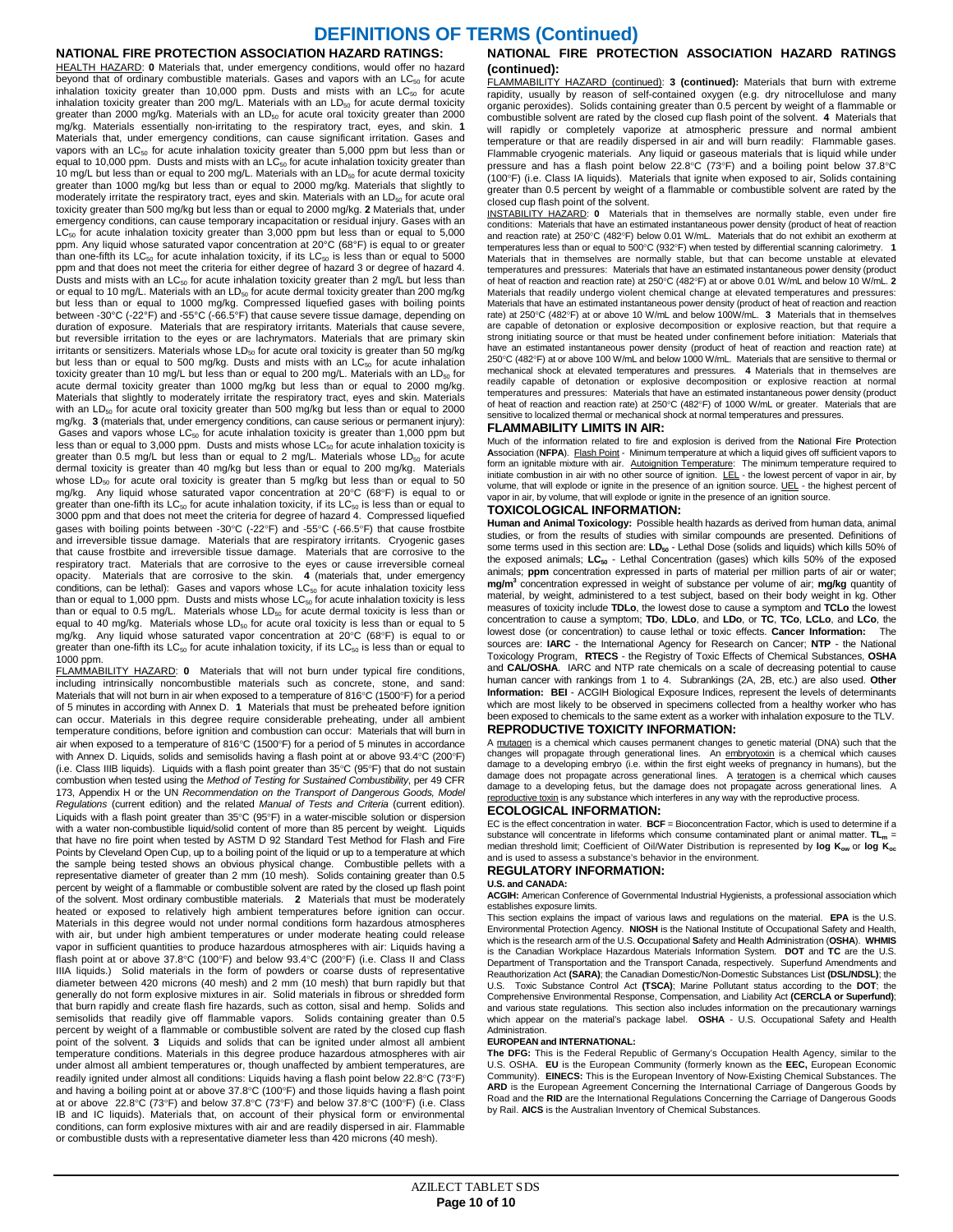# DEFINITIONS OF TERMS (Continued)

## NATIONAL FIRE PROTECTION ASSOCIATION HAZARD RATINGS:

HEALTH HAZARD: **0** Materials that, under emergency conditions, would offer no hazard beyond that of ordinary combustible materials. Gases and vapors with an $LC_{50}$ for acute inhalation toxicity greater than 10,000 ppm. Dusts and mists with an $LC_{50}$ for acute inhalation toxicity greater than 200 mg/L. Materials with an $LD_{50}$ for acute dermal toxicity greater than 2000 mg/kg. Materials with an $LD_{50}$ for acute oral toxicity greater than 2000 mg/kg. Materials essentially non-irritating to the respiratory tract, eyes, and skin. **1** Materials that, under emergency conditions, can cause significant irritation. Gases and vapors with an $LC_{50}$ for acute inhalation toxicity greater than 5,000 ppm but less than or equal to 10,000 ppm. Dusts and mists with an $LC_{50}$ for acute inhalation toxicity greater than 10 mg/L but less than or equal to 200 mg/L. Materials with an $LD_{50}$ for acute dermal toxicity greater than 1000 mg/kg but less than or equal to 2000 mg/kg. Materials that slightly to moderately irritate the respiratory tract, eyes and skin. Materials with an $LD_{50}$ for acute oral toxicity greater than 500 mg/kg but less than or equal to 2000 mg/kg. **2** Materials that, under emergency conditions, can cause temporary incapacitation or residual injury. Gases with an $LC_{50}$ for acute inhalation toxicity greater than 3,000 ppm but less than or equal to 5,000 ppm. Any liquid whose saturated vapor concentration at 20°C (68°F) is equal to or greater than one-fifth its $LC_{50}$ for acute inhalation toxicity, if its $LC_{50}$ is less than or equal to 5000 ppm and that does not meet the criteria for either degree of hazard 3 or degree of hazard 4. Dusts and mists with an $LC_{50}$ for acute inhalation toxicity greater than 2 mg/L but less than or equal to 10 mg/L. Materials with an $LD_{50}$ for acute dermal toxicity greater than 200 mg/kg but less than or equal to 1000 mg/kg. Compressed liquefied gases with boiling points between -30°C (-22°F) and -55°C (-66.5°F) that cause severe tissue damage, depending on duration of exposure. Materials that are respiratory irritants. Materials that cause severe, but reversible irritation to the eyes or are lachrymators. Materials that are primary skin irritants or sensitizers. Materials whose $LD_{50}$ for acute oral toxicity is greater than 50 mg/kg but less than or equal to 500 mg/kg. Dusts and mists with an $LC_{50}$ for acute inhalation toxicity greater than 10 mg/L but less than or equal to 200 mg/L. Materials with an $LD_{50}$ for acute dermal toxicity greater than 1000 mg/kg but less than or equal to 2000 mg/kg. Materials that slightly to moderately irritate the respiratory tract, eyes and skin. Materials with an $LD_{50}$ for acute oral toxicity greater than 500 mg/kg but less than or equal to 2000 mg/kg. **3** (materials that, under emergency conditions, can cause serious or permanent injury): Gases and vapors whose $LC_{50}$ for acute inhalation toxicity is greater than 1,000 ppm but less than or equal to 3,000 ppm. Dusts and mists whose $LC_{50}$ for acute inhalation toxicity is greater than 0.5 mg/L but less than or equal to 2 mg/L. Materials whose $LD_{50}$ for acute dermal toxicity is greater than 40 mg/kg but less than or equal to 200 mg/kg. Materials whose $LD_{50}$ for acute oral toxicity is greater than 5 mg/kg but less than or equal to 50 mg/kg. Any liquid whose saturated vapor concentration at 20°C (68°F) is equal to or greater than one-fifth its $LC_{50}$ for acute inhalation toxicity, if its $LC_{50}$ is less than or equal to 3000 ppm and that does not meet the criteria for degree of hazard 4. Compressed liquefied gases with boiling points between -30°C (-22°F) and -55°C (-66.5°F) that cause frostbite and irreversible tissue damage. Materials that are respiratory irritants. Cryogenic gases that cause frostbite and irreversible tissue damage. Materials that are corrosive to the respiratory tract. Materials that are corrosive to the eyes or cause irreversible corneal opacity. Materials that are corrosive to the skin. **4** (materials that, under emergency conditions, can be lethal): Gases and vapors whose $LC_{50}$ for acute inhalation toxicity less than or equal to 1,000 ppm. Dusts and mists whose $LC_{50}$ for acute inhalation toxicity is less than or equal to 0.5 mg/L. Materials whose $LD_{50}$ for acute dermal toxicity is less than or equal to 40 mg/kg. Materials whose $LD_{50}$ for acute oral toxicity is less than or equal to 5 mg/kg. Any liquid whose saturated vapor concentration at 20°C (68°F) is equal to or greater than one-fifth its $LC_{50}$ for acute inhalation toxicity, if its $LC_{50}$ is less than or equal to 1000 ppm.

FLAMMABILITY HAZARD: **0** Materials that will not burn under typical fire conditions, including intrinsically noncombustible materials such as concrete, stone, and sand: Materials that will not burn in air when exposed to a temperature of 816°C (1500°F) for a period of 5 minutes in according with Annex D. **1** Materials that must be preheated before ignition can occur. Materials in this degree require considerable preheating, under all ambient temperature conditions, before ignition and combustion can occur: Materials that will burn in air when exposed to a temperature of 816°C (1500°F) for a period of 5 minutes in accordance with Annex D. Liquids, solids and semisolids having a flash point at or above 93.4°C (200°F) (i.e. Class IIIB liquids). Liquids with a flash point greater than 35°C (95°F) that do not sustain combustion when tested using the *Method of Testing for Sustained Combustibility*, per 49 CFR 173, Appendix H or the UN *Recommendation on the Transport of Dangerous Goods, Model Regulations* (current edition) and the related *Manual of Tests and Criteria* (current edition). Liquids with a flash point greater than 35°C (95°F) in a water-miscible solution or dispersion with a water non-combustible liquid/solid content of more than 85 percent by weight. Liquids that have no fire point when tested by ASTM D 92 Standard Test Method for Flash and Fire Points by Cleveland Open Cup, up to a boiling point of the liquid or up to a temperature at which the sample being tested shows an obvious physical change. Combustible pellets with a representative diameter of greater than 2 mm (10 mesh). Solids containing greater than 0.5 percent by weight of a flammable or combustible solvent are rated by the closed up flash point of the solvent. Most ordinary combustible materials. **2** Materials that must be moderately heated or exposed to relatively high ambient temperatures before ignition can occur. Materials in this degree would not under normal conditions form hazardous atmospheres with air, but under high ambient temperatures or under moderate heating could release vapor in sufficient quantities to produce hazardous atmospheres with air: Liquids having a flash point at or above 37.8°C (100°F) and below 93.4°C (200°F) (i.e. Class II and Class IIIA liquids.) Solid materials in the form of powders or coarse dusts of representative diameter between 420 microns (40 mesh) and 2 mm (10 mesh) that burn rapidly but that generally do not form explosive mixtures in air. Solid materials in fibrous or shredded form that burn rapidly and create flash fire hazards, such as cotton, sisal and hemp. Solids and semisolids that readily give off flammable vapors. Solids containing greater than 0.5 percent by weight of a flammable or combustible solvent are rated by the closed cup flash point of the solvent. **3** Liquids and solids that can be ignited under almost all ambient temperature conditions. Materials in this degree produce hazardous atmospheres with air under almost all ambient temperatures or, though unaffected by ambient temperatures, are readily ignited under almost all conditions: Liquids having a flash point below 22.8°C (73°F) and having a boiling point at or above 37.8°C (100°F) and those liquids having a flash point at or above 22.8°C (73°F) and below 37.8°C (73°F) and below 37.8°C (100°F) (i.e. Class IB and IC liquids). Materials that, on account of their physical form or environmental conditions, can form explosive mixtures with air and are readily dispersed in air. Flammable or combustible dusts with a representative diameter less than 420 microns (40 mesh).

## NATIONAL FIRE PROTECTION ASSOCIATION HAZARD RATINGS (continued):

FLAMMABILITY HAZARD (continued): **3 (continued):** Materials that burn with extreme rapidity, usually by reason of self-contained oxygen (e.g. dry nitrocellulose and many organic peroxides). Solids containing greater than 0.5 percent by weight of a flammable or combustible solvent are rated by the closed cup flash point of the solvent. **4** Materials that will rapidly or completely vaporize at atmospheric pressure and normal ambient temperature or that are readily dispersed in air and will burn readily: Flammable gases. Flammable cryogenic materials. Any liquid or gaseous materials that is liquid while under pressure and has a flash point below 22.8°C (73°F) and a boiling point below 37.8°C (100°F) (i.e. Class IA liquids). Materials that ignite when exposed to air, Solids containing greater than 0.5 percent by weight of a flammable or combustible solvent are rated by the closed cup flash point of the solvent.

INSTABILITY HAZARD: **0** Materials that in themselves are normally stable, even under fire conditions: Materials that have an estimated instantaneous power density (product of heat of reaction and reaction rate) at 250°C (482°F) below 0.01 W/mL. Materials that do not exhibit an exotherm at temperatures less than or equal to 500°C (932°F) when tested by differential scanning calorimetry. **1** Materials that in themselves are normally stable, but that can become unstable at elevated temperatures and pressures: Materials that have an estimated instantaneous power density (product of heat of reaction and reaction rate) at 250°C (482°F) at or above 0.01 W/mL and below 10 W/mL. **2** Materials that readily undergo violent chemical change at elevated temperatures and pressures: Materials that have an estimated instantaneous power density (product of heat of reaction and reaction rate) at 250°C (482°F) at or above 10 W/mL and below 100W/mL. **3** Materials that in themselves are capable of detonation or explosive decomposition or explosive reaction, but that require a strong initiating source or that must be heated under confinement before initiation: Materials that have an estimated instantaneous power density (product of heat of reaction and reaction rate) at 250°C (482°F) at or above 100 W/mL and below 1000 W/mL. Materials that are sensitive to thermal or mechanical shock at elevated temperatures and pressures. **4** Materials that in themselves are readily capable of detonation or explosive decomposition or explosive reaction at normal temperatures and pressures: Materials that have an estimated instantaneous power density (product of heat of reaction and reaction rate) at 250°C (482°F) of 1000 W/mL or greater. Materials that are sensitive to localized thermal or mechanical shock at normal temperatures and pressures.

## FLAMMABILITY LIMITS IN AIR:

Much of the information related to fire and explosion is derived from the **N**ational **F**ire **P**rotection **A**ssociation (**NFPA**). Flash Point - Minimum temperature at which a liquid gives off sufficient vapors to form an ignitable mixture with air. Autoignition Temperature: The minimum temperature required to initiate combustion in air with no other source of ignition. LEL - the lowest percent of vapor in air, by volume, that will explode or ignite in the presence of an ignition source. UEL - the highest percent of vapor in air, by volume, that will explode or ignite in the presence of an ignition source.

## TOXICOLOGICAL INFORMATION:

**Human and Animal Toxicology:** Possible health hazards as derived from human data, animal studies, or from the results of studies with similar compounds are presented. Definitions of some terms used in this section are: $LD_{50}$ - Lethal Dose (solids and liquids) which kills 50% of the exposed animals; $LC_{50}$ - Lethal Concentration (gases) which kills 50% of the exposed animals; **ppm** concentration expressed in parts of material per million parts of air or water; $mg/m^3$ concentration expressed in weight of substance per volume of air; **mg/kg** quantity of material, by weight, administered to a test subject, based on their body weight in kg. Other measures of toxicity include **TDLo**, the lowest dose to cause a symptom and **TCLo** the lowest concentration to cause a symptom; **TDo**, **LDLo**, and **LDo**, or **TC**, **TCo**, **LCLo**, and **LCo**, the lowest dose (or concentration) to cause lethal or toxic effects. **Cancer Information:** The sources are: **IARC** - the International Agency for Research on Cancer; **NTP** - the National Toxicology Program, **RTECS** - the Registry of Toxic Effects of Chemical Substances, **OSHA** and **CAL/OSHA**. IARC and NTP rate chemicals on a scale of decreasing potential to cause human cancer with rankings from 1 to 4. Subrankings (2A, 2B, etc.) are also used. **Other Information: BEI** - ACGIH Biological Exposure Indices, represent the levels of determinants which are most likely to be observed in specimens collected from a healthy worker who has been exposed to chemicals to the same extent as a worker with inhalation exposure to the TLV.

## REPRODUCTIVE TOXICITY INFORMATION:

A mutagen is a chemical which causes permanent changes to genetic material (DNA) such that the changes will propagate through generational lines. An embryotoxin is a chemical which causes damage to a developing embryo (i.e. within the first eight weeks of pregnancy in humans), but the damage does not propagate across generational lines. A teratogen is a chemical which causes damage to a developing fetus, but the damage does not propagate across generational lines. A reproductive toxin is any substance which interferes in any way with the reproductive process.

## ECOLOGICAL INFORMATION:

EC is the effect concentration in water. **BCF** = Bioconcentration Factor, which is used to determine if a substance will concentrate in lifeforms which consume contaminated plant or animal matter. $TL_m$ = median threshold limit; Coefficient of Oil/Water Distribution is represented by $\log K_{ow}$ or $\log K_{oc}$ and is used to assess a substance's behavior in the environment.

## REGULATORY INFORMATION:

### U.S. and CANADA:

**ACGIH:** American Conference of Governmental Industrial Hygienists, a professional association which establishes exposure limits.

This section explains the impact of various laws and regulations on the material. **EPA** is the U.S. Environmental Protection Agency. **NIOSH** is the National Institute of Occupational Safety and Health, which is the research arm of the U.S. **O**ccupational **S**afety and **H**ealth **A**dministration (**OSHA**). **WHMIS** is the Canadian Workplace Hazardous Materials Information System. **DOT** and **TC** are the U.S. Department of Transportation and the Transport Canada, respectively. Superfund Amendments and Reauthorization Act **(SARA)**; the Canadian Domestic/Non-Domestic Substances List **(DSL/NDSL)**; the U.S. Toxic Substance Control Act **(TSCA)**; Marine Pollutant status according to the **DOT**; the Comprehensive Environmental Response, Compensation, and Liability Act **(CERCLA or Superfund)**; and various state regulations. This section also includes information on the precautionary warnings which appear on the material's package label. **OSHA** - U.S. Occupational Safety and Health Administration.

### EUROPEAN and INTERNATIONAL:

**The DFG:** This is the Federal Republic of Germany's Occupation Health Agency, similar to the U.S. OSHA. **EU** is the European Community (formerly known as the **EEC,** European Economic Community). **EINECS:** This is the European Inventory of Now-Existing Chemical Substances. The **ARD** is the European Agreement Concerning the International Carriage of Dangerous Goods by Road and the **RID** are the International Regulations Concerning the Carriage of Dangerous Goods by Rail. **AICS** is the Australian Inventory of Chemical Substances.